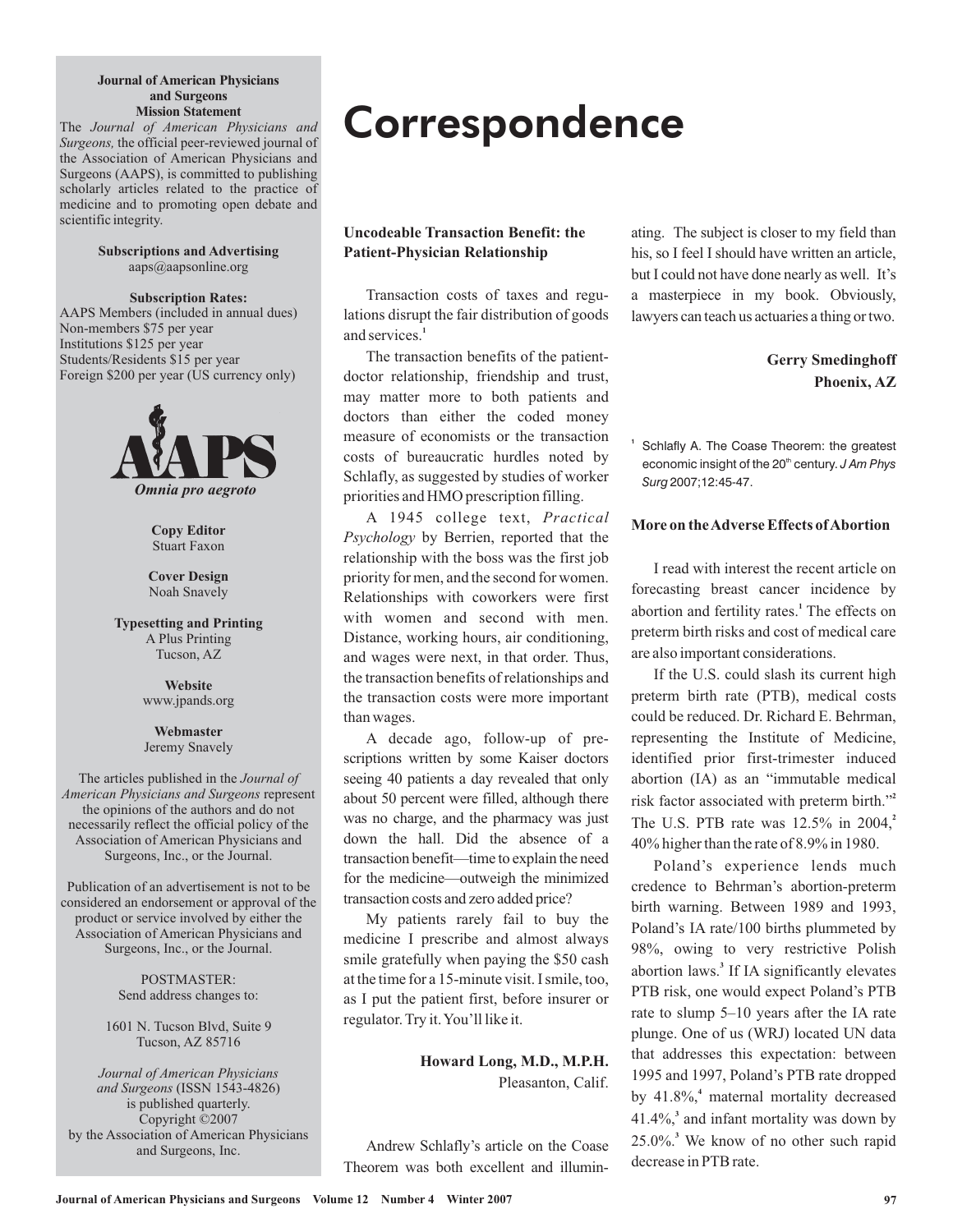**Journal of American Physicians and Surgeons Mission Statement**

The *Journal of American Physicians and Surgeons,* the official peer-reviewed journal of the Association of American Physicians and Surgeons (AAPS), is committed to publishing scholarly articles related to the practice of medicine and to promoting open debate and scientific integrity.

**Subscriptions and Advertising**
aaps@aapsonline.org

**Subscription Rates:**
AAPS Members (included in annual dues)
Non-members $75 per year
Institutions $125 per year
Students/Residents $15 per year
Foreign $200 per year (US currency only)

AAPS
*Omnia pro aegroto*

**Copy Editor**
Stuart Faxon

**Cover Design**
Noah Snavely

**Typesetting and Printing**
A Plus Printing
Tucson, AZ

**Website**
www.jpands.org

**Webmaster**
Jeremy Snavely

The articles published in the *Journal of American Physicians and Surgeons* represent the opinions of the authors and do not necessarily reflect the official policy of the Association of American Physicians and Surgeons, Inc., or the Journal.

Publication of an advertisement is not to be considered an endorsement or approval of the product or service involved by either the Association of American Physicians and Surgeons, Inc., or the Journal.

POSTMASTER:
Send address changes to:

1601 N. Tucson Blvd, Suite 9
Tucson, AZ 85716

*Journal of American Physicians and Surgeons* (ISSN 1543-4826)
is published quarterly.
Copyright ©2007
by the Association of American Physicians and Surgeons, Inc.

# Correspondence

### Uncodeable Transaction Benefit: the Patient-Physician Relationship

Transaction costs of taxes and regulations disrupt the fair distribution of goods and services.[1]

The transaction benefits of the patient-doctor relationship, friendship and trust, may matter more to both patients and doctors than either the coded money measure of economists or the transaction costs of bureaucratic hurdles noted by Schlafly, as suggested by studies of worker priorities and HMO prescription filling.

A 1945 college text, *Practical Psychology* by Berrien, reported that the relationship with the boss was the first job priority for men, and the second for women. Relationships with coworkers were first with women and second with men. Distance, working hours, air conditioning, and wages were next, in that order. Thus, the transaction benefits of relationships and the transaction costs were more important than wages.

A decade ago, follow-up of prescriptions written by some Kaiser doctors seeing 40 patients a day revealed that only about 50 percent were filled, although there was no charge, and the pharmacy was just down the hall. Did the absence of a transaction benefit—time to explain the need for the medicine—outweigh the minimized transaction costs and zero added price?

My patients rarely fail to buy the medicine I prescribe and almost always smile gratefully when paying the $50 cash at the time for a 15-minute visit. I smile, too, as I put the patient first, before insurer or regulator. Try it. You'll like it.

**Howard Long, M.D., M.P.H.**
Pleasanton, Calif.

Andrew Schlafly's article on the Coase Theorem was both excellent and illuminating. The subject is closer to my field than his, so I feel I should have written an article, but I could not have done nearly as well. It's a masterpiece in my book. Obviously, lawyers can teach us actuaries a thing or two.

**Gerry Smedinghoff**
**Phoenix, AZ**

[1] Schlafly A. The Coase Theorem: the greatest economic insight of the 20th century. *J Am Phys Surg* 2007;12:45-47.

### More on the Adverse Effects of Abortion

I read with interest the recent article on forecasting breast cancer incidence by abortion and fertility rates.[1] The effects on preterm birth risks and cost of medical care are also important considerations.

If the U.S. could slash its current high preterm birth rate (PTB), medical costs could be reduced. Dr. Richard E. Behrman, representing the Institute of Medicine, identified prior first-trimester induced abortion (IA) as an "immutable medical risk factor associated with preterm birth."[2] The U.S. PTB rate was 12.5% in 2004,[2] 40% higher than the rate of 8.9% in 1980.

Poland's experience lends much credence to Behrman's abortion-preterm birth warning. Between 1989 and 1993, Poland's IA rate/100 births plummeted by 98%, owing to very restrictive Polish abortion laws.[3] If IA significantly elevates PTB risk, one would expect Poland's PTB rate to slump 5–10 years after the IA rate plunge. One of us (WRJ) located UN data that addresses this expectation: between 1995 and 1997, Poland's PTB rate dropped by 41.8%,[4] maternal mortality decreased 41.4%,[3] and infant mortality was down by 25.0%.[3] We know of no other such rapid decrease in PTB rate.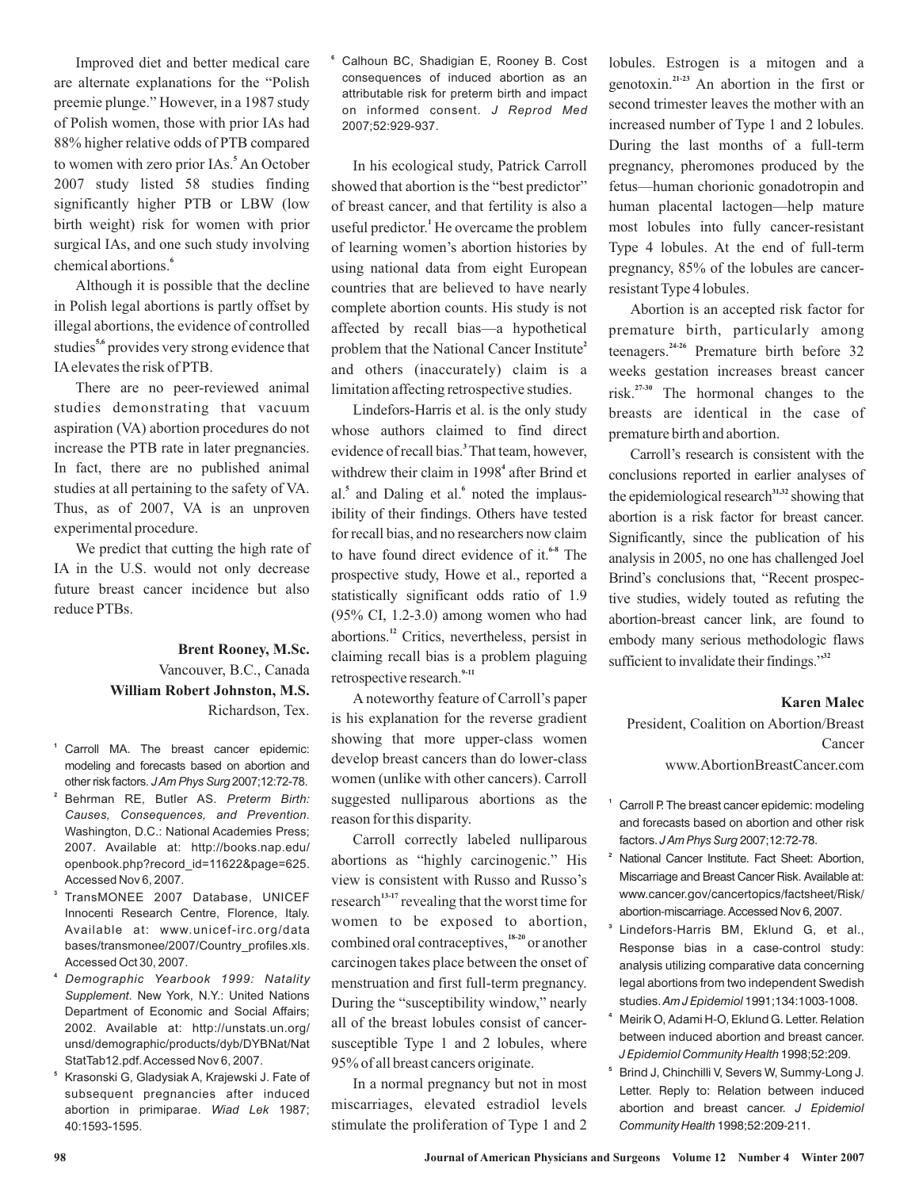Improved diet and better medical care are alternate explanations for the "Polish preemie plunge." However, in a 1987 study of Polish women, those with prior IAs had 88% higher relative odds of PTB compared to women with zero prior IAs.[5] An October 2007 study listed 58 studies finding significantly higher PTB or LBW (low birth weight) risk for women with prior surgical IAs, and one such study involving chemical abortions.[6]

Although it is possible that the decline in Polish legal abortions is partly offset by illegal abortions, the evidence of controlled studies[5,6] provides very strong evidence that IA elevates the risk of PTB.

There are no peer-reviewed animal studies demonstrating that vacuum aspiration (VA) abortion procedures do not increase the PTB rate in later pregnancies. In fact, there are no published animal studies at all pertaining to the safety of VA. Thus, as of 2007, VA is an unproven experimental procedure.

We predict that cutting the high rate of IA in the U.S. would not only decrease future breast cancer incidence but also reduce PTBs.

**Brent Rooney, M.Sc.**
Vancouver, B.C., Canada
**William Robert Johnston, M.S.**
Richardson, Tex.

1. Carroll MA. The breast cancer epidemic: modeling and forecasts based on abortion and other risk factors. *J Am Phys Surg* 2007;12:72-78.
2. Behrman RE, Butler AS. *Preterm Birth: Causes, Consequences, and Prevention*. Washington, D.C.: National Academies Press; 2007. Available at: http://books.nap.edu/openbook.php?record_id=11622&page=625. Accessed Nov 6, 2007.
3. TransMONEE 2007 Database, UNICEF Innocenti Research Centre, Florence, Italy. Available at: www.unicef-irc.org/databases/transmonee/2007/Country_profiles.xls. Accessed Oct 30, 2007.
4. *Demographic Yearbook 1999: Natality Supplement*. New York, N.Y.: United Nations Department of Economic and Social Affairs; 2002. Available at: http://unstats.un.org/unsd/demographic/products/dyb/DYBNat/NatStatTab12.pdf. Accessed Nov 6, 2007.
5. Krasonski G, Gladysiak A, Krajewski J. Fate of subsequent pregnancies after induced abortion in primiparae. *Wiad Lek* 1987; 40:1593-1595.
6. Calhoun BC, Shadigian E, Rooney B. Cost consequences of induced abortion as an attributable risk for preterm birth and impact on informed consent. *J Reprod Med* 2007;52:929-937.

In his ecological study, Patrick Carroll showed that abortion is the "best predictor" of breast cancer, and that fertility is also a useful predictor.[1] He overcame the problem of learning women's abortion histories by using national data from eight European countries that are believed to have nearly complete abortion counts. His study is not affected by recall bias—a hypothetical problem that the National Cancer Institute[2] and others (inaccurately) claim is a limitation affecting retrospective studies.

Lindefors-Harris et al. is the only study whose authors claimed to find direct evidence of recall bias.[3] That team, however, withdrew their claim in 1998[4] after Brind et al.[5] and Daling et al.[6] noted the implausibility of their findings. Others have tested for recall bias, and no researchers now claim to have found direct evidence of it.[6-8] The prospective study, Howe et al., reported a statistically significant odds ratio of 1.9 (95% CI, 1.2-3.0) among women who had abortions.[12] Critics, nevertheless, persist in claiming recall bias is a problem plaguing retrospective research.[9-11]

A noteworthy feature of Carroll's paper is his explanation for the reverse gradient showing that more upper-class women develop breast cancers than do lower-class women (unlike with other cancers). Carroll suggested nulliparous abortions as the reason for this disparity.

Carroll correctly labeled nulliparous abortions as "highly carcinogenic." His view is consistent with Russo and Russo's research[13-17] revealing that the worst time for women to be exposed to abortion, combined oral contraceptives,[18-20] or another carcinogen takes place between the onset of menstruation and first full-term pregnancy. During the "susceptibility window," nearly all of the breast lobules consist of cancer-susceptible Type 1 and 2 lobules, where 95% of all breast cancers originate.

In a normal pregnancy but not in most miscarriages, elevated estradiol levels stimulate the proliferation of Type 1 and 2 lobules. Estrogen is a mitogen and a genotoxin.[21-23] An abortion in the first or second trimester leaves the mother with an increased number of Type 1 and 2 lobules. During the last months of a full-term pregnancy, pheromones produced by the fetus—human chorionic gonadotropin and human placental lactogen—help mature most lobules into fully cancer-resistant Type 4 lobules. At the end of full-term pregnancy, 85% of the lobules are cancer-resistant Type 4 lobules.

Abortion is an accepted risk factor for premature birth, particularly among teenagers.[24-26] Premature birth before 32 weeks gestation increases breast cancer risk.[27-30] The hormonal changes to the breasts are identical in the case of premature birth and abortion.

Carroll's research is consistent with the conclusions reported in earlier analyses of the epidemiological research[31,32] showing that abortion is a risk factor for breast cancer. Significantly, since the publication of his analysis in 2005, no one has challenged Joel Brind's conclusions that, "Recent prospective studies, widely touted as refuting the abortion-breast cancer link, are found to embody many serious methodologic flaws sufficient to invalidate their findings."[32]

**Karen Malec**
President, Coalition on Abortion/Breast Cancer
www.AbortionBreastCancer.com

1. Carroll P. The breast cancer epidemic: modeling and forecasts based on abortion and other risk factors. *J Am Phys Surg* 2007;12:72-78.
2. National Cancer Institute. Fact Sheet: Abortion, Miscarriage and Breast Cancer Risk. Available at: www.cancer.gov/cancertopics/factsheet/Risk/abortion-miscarriage. Accessed Nov 6, 2007.
3. Lindefors-Harris BM, Eklund G, et al., Response bias in a case-control study: analysis utilizing comparative data concerning legal abortions from two independent Swedish studies. *Am J Epidemiol* 1991;134:1003-1008.
4. Meirik O, Adami H-O, Eklund G. Letter. Relation between induced abortion and breast cancer. *J Epidemiol Community Health* 1998;52:209.
5. Brind J, Chinchilli V, Severs W, Summy-Long J. Letter. Reply to: Relation between induced abortion and breast cancer. *J Epidemiol Community Health* 1998;52:209-211.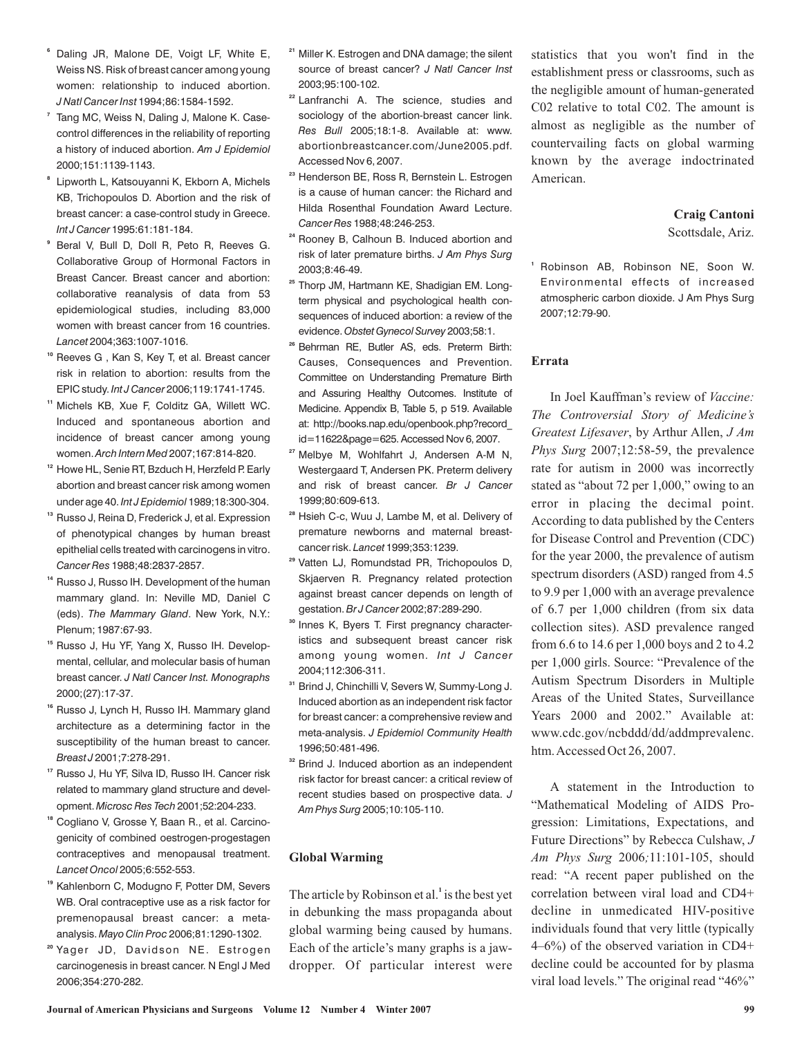6. Daling JR, Malone DE, Voigt LF, White E, Weiss NS. Risk of breast cancer among young women: relationship to induced abortion. *J Natl Cancer Inst* 1994;86:1584-1592.
7. Tang MC, Weiss N, Daling J, Malone K. Case-control differences in the reliability of reporting a history of induced abortion. *Am J Epidemiol* 2000;151:1139-1143.
8. Lipworth L, Katsouyanni K, Ekborn A, Michels KB, Trichopoulos D. Abortion and the risk of breast cancer: a case-control study in Greece. *Int J Cancer* 1995:61:181-184.
9. Beral V, Bull D, Doll R, Peto R, Reeves G. Collaborative Group of Hormonal Factors in Breast Cancer. Breast cancer and abortion: collaborative reanalysis of data from 53 epidemiological studies, including 83,000 women with breast cancer from 16 countries. *Lancet* 2004;363:1007-1016.
10. Reeves G , Kan S, Key T, et al. Breast cancer risk in relation to abortion: results from the EPIC study. *Int J Cancer* 2006;119:1741-1745.
11. Michels KB, Xue F, Colditz GA, Willett WC. Induced and spontaneous abortion and incidence of breast cancer among young women. *Arch Intern Med* 2007;167:814-820.
12. Howe HL, Senie RT, Bzduch H, Herzfeld P. Early abortion and breast cancer risk among women under age 40. *Int J Epidemiol* 1989;18:300-304.
13. Russo J, Reina D, Frederick J, et al. Expression of phenotypical changes by human breast epithelial cells treated with carcinogens in vitro. *Cancer Res* 1988;48:2837-2857.
14. Russo J, Russo IH. Development of the human mammary gland. In: Neville MD, Daniel C (eds). *The Mammary Gland*. New York, N.Y.: Plenum; 1987:67-93.
15. Russo J, Hu YF, Yang X, Russo IH. Developmental, cellular, and molecular basis of human breast cancer. *J Natl Cancer Inst. Monographs* 2000;(27):17-37.
16. Russo J, Lynch H, Russo IH. Mammary gland architecture as a determining factor in the susceptibility of the human breast to cancer. *Breast J* 2001;7:278-291.
17. Russo J, Hu YF, Silva ID, Russo IH. Cancer risk related to mammary gland structure and development. *Microsc Res Tech* 2001;52:204-233.
18. Cogliano V, Grosse Y, Baan R., et al. Carcinogenicity of combined oestrogen-progestagen contraceptives and menopausal treatment. *Lancet Oncol* 2005;6:552-553.
19. Kahlenborn C, Modugno F, Potter DM, Severs WB. Oral contraceptive use as a risk factor for premenopausal breast cancer: a meta-analysis. *Mayo Clin Proc* 2006;81:1290-1302.
20. Yager JD, Davidson NE. Estrogen carcinogenesis in breast cancer. N Engl J Med 2006;354:270-282.
21. Miller K. Estrogen and DNA damage; the silent source of breast cancer? *J Natl Cancer Inst* 2003;95:100-102.
22. Lanfranchi A. The science, studies and sociology of the abortion-breast cancer link. *Res Bull* 2005;18:1-8. Available at: www.abortionbreastcancer.com/June2005.pdf. Accessed Nov 6, 2007.
23. Henderson BE, Ross R, Bernstein L. Estrogen is a cause of human cancer: the Richard and Hilda Rosenthal Foundation Award Lecture. *Cancer Res* 1988;48:246-253.
24. Rooney B, Calhoun B. Induced abortion and risk of later premature births. *J Am Phys Surg* 2003;8:46-49.
25. Thorp JM, Hartmann KE, Shadigian EM. Long-term physical and psychological health consequences of induced abortion: a review of the evidence. *Obstet Gynecol Survey* 2003;58:1.
26. Behrman RE, Butler AS, eds. Preterm Birth: Causes, Consequences and Prevention. Committee on Understanding Premature Birth and Assuring Healthy Outcomes. Institute of Medicine. Appendix B, Table 5, p 519. Available at: http://books.nap.edu/openbook.php?record_id=11622&page=625. Accessed Nov 6, 2007.
27. Melbye M, Wohlfahrt J, Andersen A-M N, Westergaard T, Andersen PK. Preterm delivery and risk of breast cancer. *Br J Cancer* 1999;80:609-613.
28. Hsieh C-c, Wuu J, Lambe M, et al. Delivery of premature newborns and maternal breast-cancer risk. *Lancet* 1999;353:1239.
29. Vatten LJ, Romundstad PR, Trichopoulos D, Skjaerven R. Pregnancy related protection against breast cancer depends on length of gestation. *Br J Cancer* 2002;87:289-290.
30. Innes K, Byers T. First pregnancy characteristics and subsequent breast cancer risk among young women. *Int J Cancer* 2004;112:306-311.
31. Brind J, Chinchilli V, Severs W, Summy-Long J. Induced abortion as an independent risk factor for breast cancer: a comprehensive review and meta-analysis. *J Epidemiol Community Health* 1996;50:481-496.
32. Brind J. Induced abortion as an independent risk factor for breast cancer: a critical review of recent studies based on prospective data. *J Am Phys Surg* 2005;10:105-110.

## Global Warming

The article by Robinson et al.[1] is the best yet in debunking the mass propaganda about global warming being caused by humans. Each of the article's many graphs is a jaw-dropper. Of particular interest were statistics that you won't find in the establishment press or classrooms, such as the negligible amount of human-generated C02 relative to total C02. The amount is almost as negligible as the number of countervailing facts on global warming known by the average indoctrinated American.

**Craig Cantoni**
Scottsdale, Ariz.

1. Robinson AB, Robinson NE, Soon W. Environmental effects of increased atmospheric carbon dioxide. J Am Phys Surg 2007;12:79-90.

## Errata

In Joel Kauffman's review of *Vaccine: The Controversial Story of Medicine's Greatest Lifesaver*, by Arthur Allen, *J Am Phys Surg* 2007;12:58-59, the prevalence rate for autism in 2000 was incorrectly stated as "about 72 per 1,000," owing to an error in placing the decimal point. According to data published by the Centers for Disease Control and Prevention (CDC) for the year 2000, the prevalence of autism spectrum disorders (ASD) ranged from 4.5 to 9.9 per 1,000 with an average prevalence of 6.7 per 1,000 children (from six data collection sites). ASD prevalence ranged from 6.6 to 14.6 per 1,000 boys and 2 to 4.2 per 1,000 girls. Source: "Prevalence of the Autism Spectrum Disorders in Multiple Areas of the United States, Surveillance Years 2000 and 2002." Available at: www.cdc.gov/ncbddd/dd/addmprevalenc.htm. Accessed Oct 26, 2007.

A statement in the Introduction to "Mathematical Modeling of AIDS Progression: Limitations, Expectations, and Future Directions" by Rebecca Culshaw, *J Am Phys Surg* 2006*;*11:101-105, should read: "A recent paper published on the correlation between viral load and CD4+ decline in unmedicated HIV-positive individuals found that very little (typically 4–6%) of the observed variation in CD4+ decline could be accounted for by plasma viral load levels." The original read "46%"